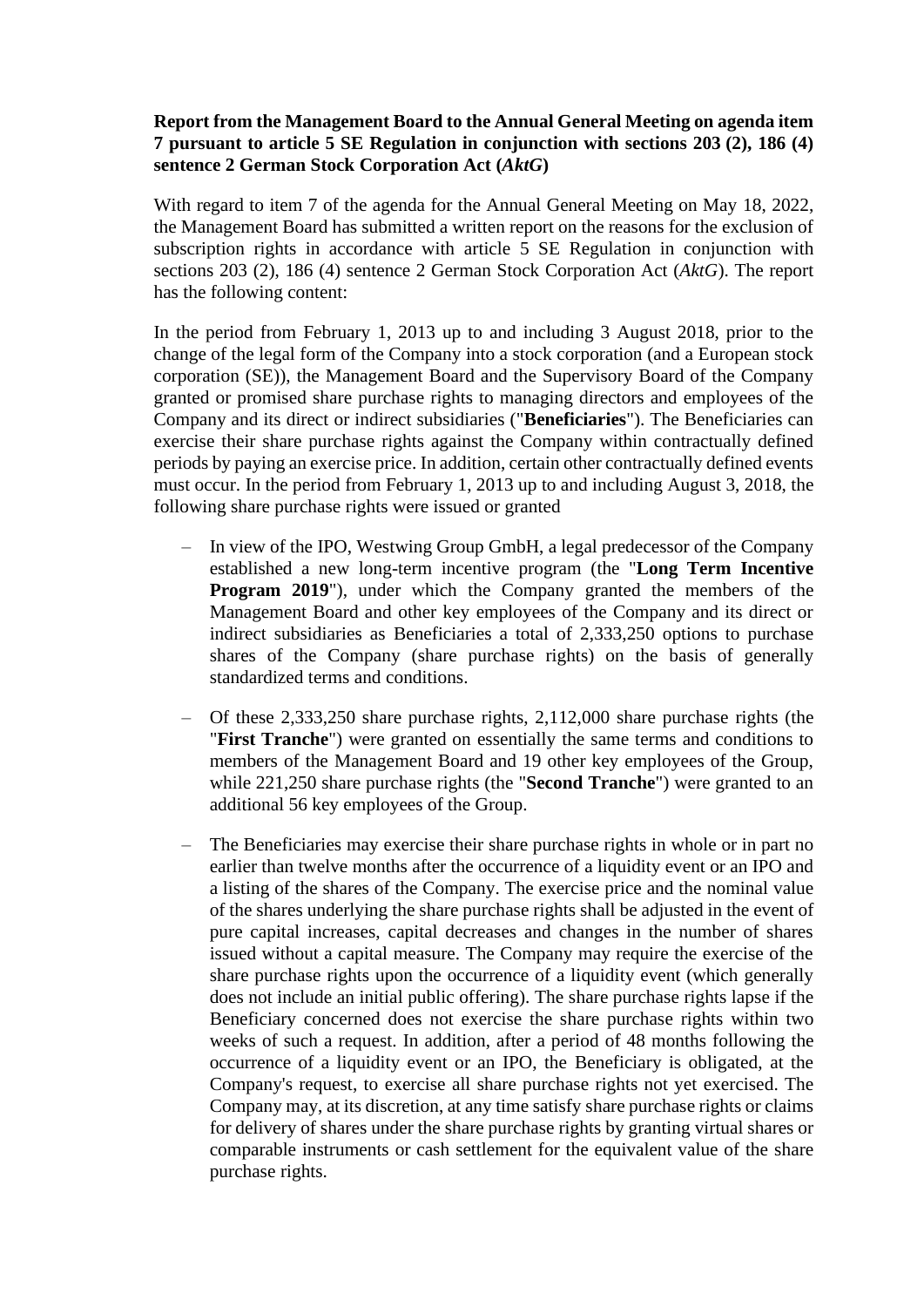**Report from the Management Board to the Annual General Meeting on agenda item 7 pursuant to article 5 SE Regulation in conjunction with sections 203 (2), 186 (4) sentence 2 German Stock Corporation Act (*AktG*)**

With regard to item 7 of the agenda for the Annual General Meeting on May 18, 2022, the Management Board has submitted a written report on the reasons for the exclusion of subscription rights in accordance with article 5 SE Regulation in conjunction with sections 203 (2), 186 (4) sentence 2 German Stock Corporation Act (*AktG*). The report has the following content:

In the period from February 1, 2013 up to and including 3 August 2018, prior to the change of the legal form of the Company into a stock corporation (and a European stock corporation (SE)), the Management Board and the Supervisory Board of the Company granted or promised share purchase rights to managing directors and employees of the Company and its direct or indirect subsidiaries ("**Beneficiaries**"). The Beneficiaries can exercise their share purchase rights against the Company within contractually defined periods by paying an exercise price. In addition, certain other contractually defined events must occur. In the period from February 1, 2013 up to and including August 3, 2018, the following share purchase rights were issued or granted

- In view of the IPO, Westwing Group GmbH, a legal predecessor of the Company established a new long-term incentive program (the "**Long Term Incentive Program 2019**"), under which the Company granted the members of the Management Board and other key employees of the Company and its direct or indirect subsidiaries as Beneficiaries a total of 2,333,250 options to purchase shares of the Company (share purchase rights) on the basis of generally standardized terms and conditions.
- Of these 2,333,250 share purchase rights, 2,112,000 share purchase rights (the "**First Tranche**") were granted on essentially the same terms and conditions to members of the Management Board and 19 other key employees of the Group, while 221,250 share purchase rights (the "**Second Tranche**") were granted to an additional 56 key employees of the Group.
- The Beneficiaries may exercise their share purchase rights in whole or in part no earlier than twelve months after the occurrence of a liquidity event or an IPO and a listing of the shares of the Company. The exercise price and the nominal value of the shares underlying the share purchase rights shall be adjusted in the event of pure capital increases, capital decreases and changes in the number of shares issued without a capital measure. The Company may require the exercise of the share purchase rights upon the occurrence of a liquidity event (which generally does not include an initial public offering). The share purchase rights lapse if the Beneficiary concerned does not exercise the share purchase rights within two weeks of such a request. In addition, after a period of 48 months following the occurrence of a liquidity event or an IPO, the Beneficiary is obligated, at the Company's request, to exercise all share purchase rights not yet exercised. The Company may, at its discretion, at any time satisfy share purchase rights or claims for delivery of shares under the share purchase rights by granting virtual shares or comparable instruments or cash settlement for the equivalent value of the share purchase rights.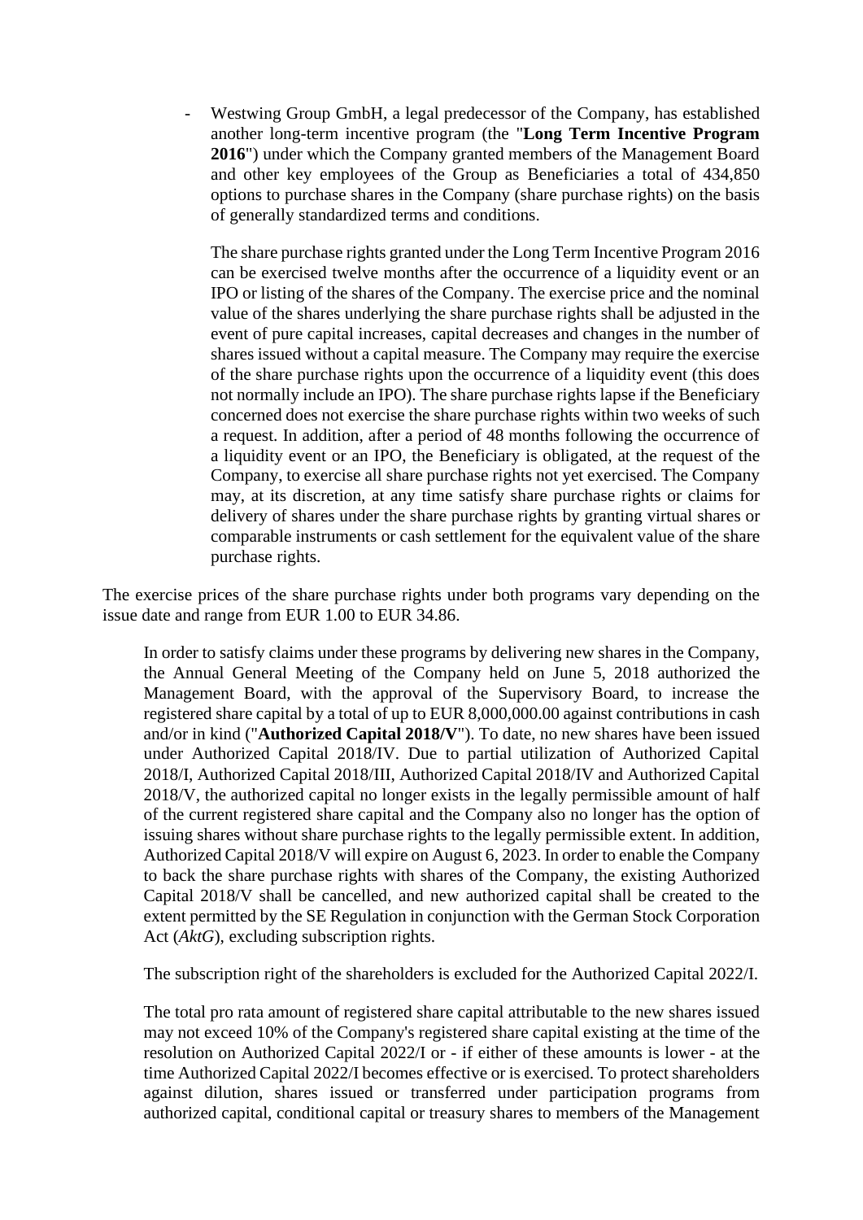- Westwing Group GmbH, a legal predecessor of the Company, has established another long-term incentive program (the "**Long Term Incentive Program 2016**") under which the Company granted members of the Management Board and other key employees of the Group as Beneficiaries a total of 434,850 options to purchase shares in the Company (share purchase rights) on the basis of generally standardized terms and conditions.

  The share purchase rights granted under the Long Term Incentive Program 2016 can be exercised twelve months after the occurrence of a liquidity event or an IPO or listing of the shares of the Company. The exercise price and the nominal value of the shares underlying the share purchase rights shall be adjusted in the event of pure capital increases, capital decreases and changes in the number of shares issued without a capital measure. The Company may require the exercise of the share purchase rights upon the occurrence of a liquidity event (this does not normally include an IPO). The share purchase rights lapse if the Beneficiary concerned does not exercise the share purchase rights within two weeks of such a request. In addition, after a period of 48 months following the occurrence of a liquidity event or an IPO, the Beneficiary is obligated, at the request of the Company, to exercise all share purchase rights not yet exercised. The Company may, at its discretion, at any time satisfy share purchase rights or claims for delivery of shares under the share purchase rights by granting virtual shares or comparable instruments or cash settlement for the equivalent value of the share purchase rights.

The exercise prices of the share purchase rights under both programs vary depending on the issue date and range from EUR 1.00 to EUR 34.86.

In order to satisfy claims under these programs by delivering new shares in the Company, the Annual General Meeting of the Company held on June 5, 2018 authorized the Management Board, with the approval of the Supervisory Board, to increase the registered share capital by a total of up to EUR 8,000,000.00 against contributions in cash and/or in kind ("**Authorized Capital 2018/V**"). To date, no new shares have been issued under Authorized Capital 2018/IV. Due to partial utilization of Authorized Capital 2018/I, Authorized Capital 2018/III, Authorized Capital 2018/IV and Authorized Capital 2018/V, the authorized capital no longer exists in the legally permissible amount of half of the current registered share capital and the Company also no longer has the option of issuing shares without share purchase rights to the legally permissible extent. In addition, Authorized Capital 2018/V will expire on August 6, 2023. In order to enable the Company to back the share purchase rights with shares of the Company, the existing Authorized Capital 2018/V shall be cancelled, and new authorized capital shall be created to the extent permitted by the SE Regulation in conjunction with the German Stock Corporation Act (*AktG*), excluding subscription rights.

The subscription right of the shareholders is excluded for the Authorized Capital 2022/I.

The total pro rata amount of registered share capital attributable to the new shares issued may not exceed 10% of the Company's registered share capital existing at the time of the resolution on Authorized Capital 2022/I or - if either of these amounts is lower - at the time Authorized Capital 2022/I becomes effective or is exercised. To protect shareholders against dilution, shares issued or transferred under participation programs from authorized capital, conditional capital or treasury shares to members of the Management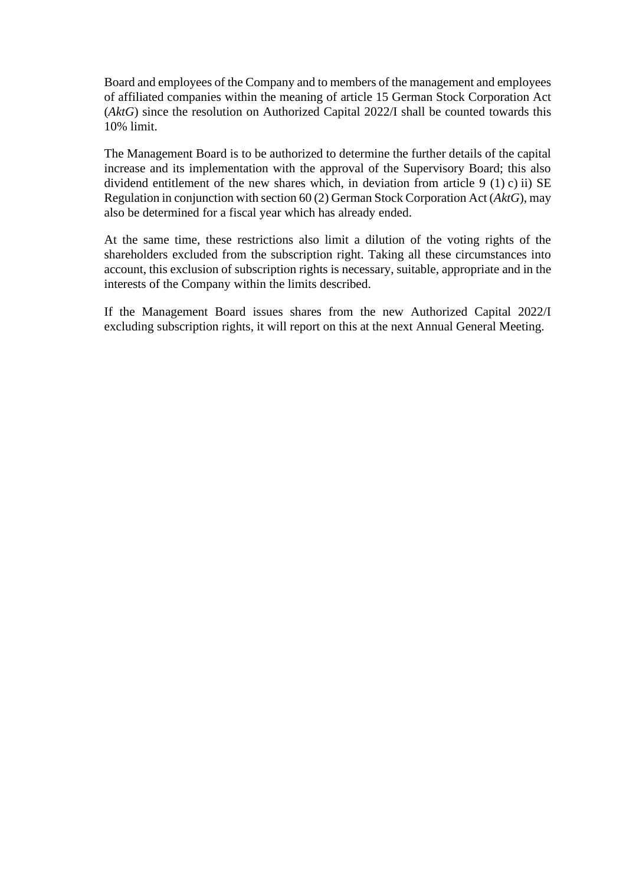Board and employees of the Company and to members of the management and employees of affiliated companies within the meaning of article 15 German Stock Corporation Act (*AktG*) since the resolution on Authorized Capital 2022/I shall be counted towards this 10% limit.

The Management Board is to be authorized to determine the further details of the capital increase and its implementation with the approval of the Supervisory Board; this also dividend entitlement of the new shares which, in deviation from article 9 (1) c) ii) SE Regulation in conjunction with section 60 (2) German Stock Corporation Act (*AktG*), may also be determined for a fiscal year which has already ended.

At the same time, these restrictions also limit a dilution of the voting rights of the shareholders excluded from the subscription right. Taking all these circumstances into account, this exclusion of subscription rights is necessary, suitable, appropriate and in the interests of the Company within the limits described.

If the Management Board issues shares from the new Authorized Capital 2022/I excluding subscription rights, it will report on this at the next Annual General Meeting.